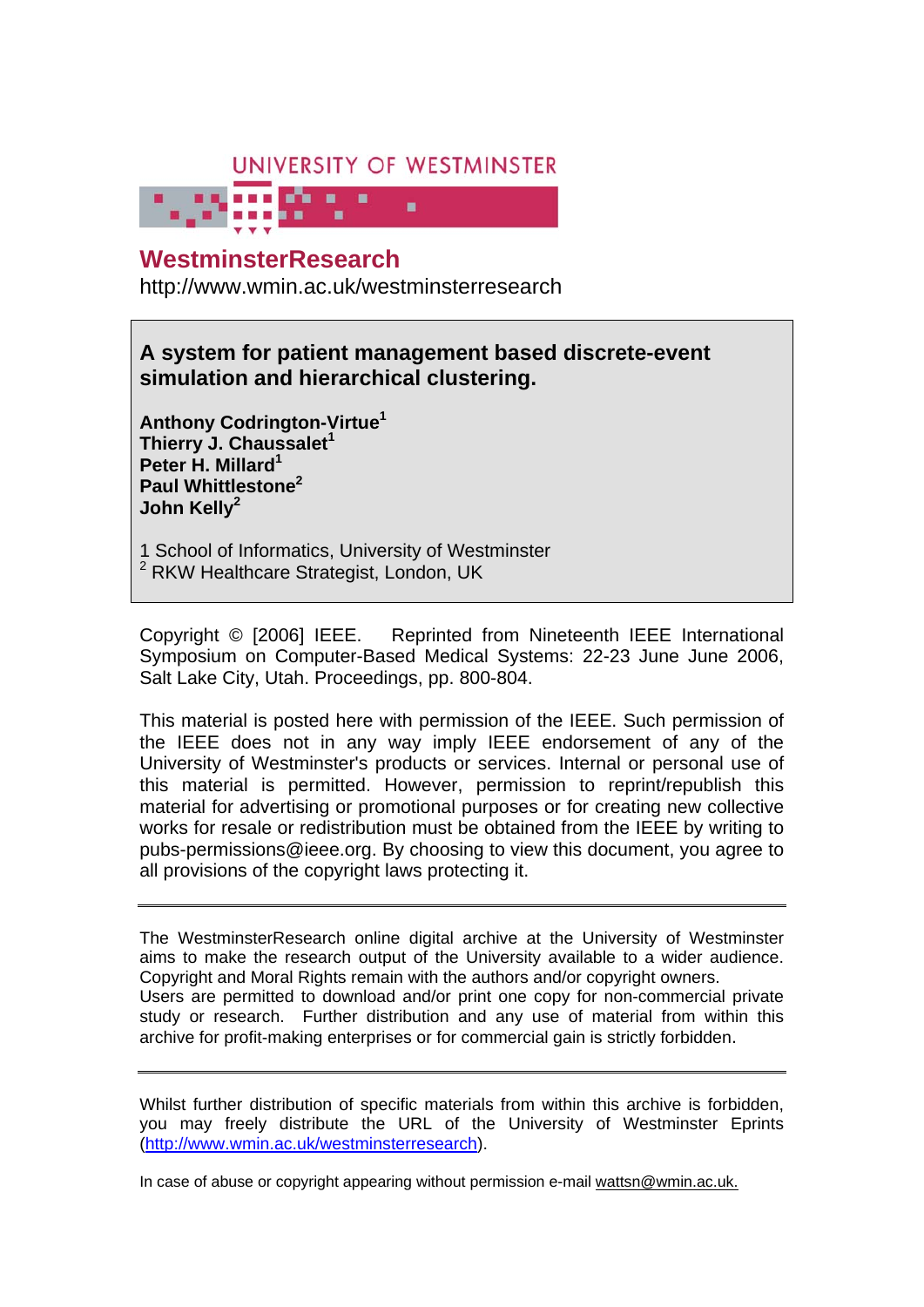UNIVERSITY OF WESTMINSTER

# WestminsterResearch

http://www.wmin.ac.uk/westminsterresearch

**A system for patient management based discrete-event simulation and hierarchical clustering.**

**Anthony Codrington-Virtue[1]**
**Thierry J. Chaussalet[1]**
**Peter H. Millard[1]**
**Paul Whittlestone[2]**
**John Kelly[2]**

1 School of Informatics, University of Westminster
[2] RKW Healthcare Strategist, London, UK

Copyright © [2006] IEEE. Reprinted from Nineteenth IEEE International Symposium on Computer-Based Medical Systems: 22-23 June June 2006, Salt Lake City, Utah. Proceedings, pp. 800-804.

This material is posted here with permission of the IEEE. Such permission of the IEEE does not in any way imply IEEE endorsement of any of the University of Westminster's products or services. Internal or personal use of this material is permitted. However, permission to reprint/republish this material for advertising or promotional purposes or for creating new collective works for resale or redistribution must be obtained from the IEEE by writing to pubs-permissions@ieee.org. By choosing to view this document, you agree to all provisions of the copyright laws protecting it.

---

The WestminsterResearch online digital archive at the University of Westminster aims to make the research output of the University available to a wider audience. Copyright and Moral Rights remain with the authors and/or copyright owners.
Users are permitted to download and/or print one copy for non-commercial private study or research. Further distribution and any use of material from within this archive for profit-making enterprises or for commercial gain is strictly forbidden.

---

Whilst further distribution of specific materials from within this archive is forbidden, you may freely distribute the URL of the University of Westminster Eprints (http://www.wmin.ac.uk/westminsterresearch).

In case of abuse or copyright appearing without permission e-mail wattsn@wmin.ac.uk.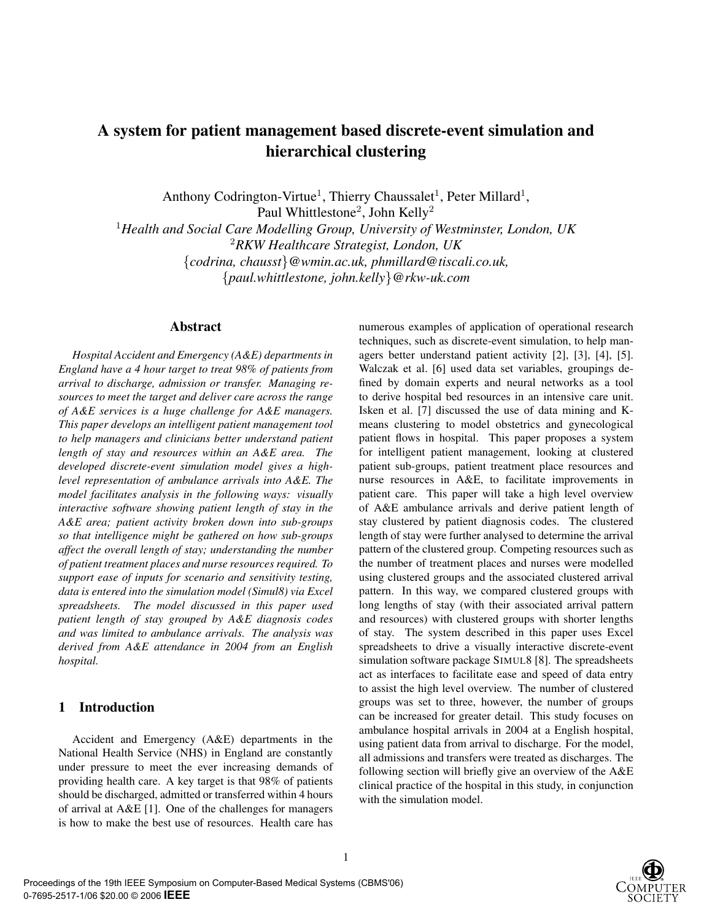# A system for patient management based discrete-event simulation and hierarchical clustering

Anthony Codrington-Virtue[1], Thierry Chaussalet[1], Peter Millard[1], Paul Whittlestone[2], John Kelly[2]

[1]*Health and Social Care Modelling Group, University of Westminster, London, UK*

[2]*RKW Healthcare Strategist, London, UK*

{*codrina, chausst*}*@wmin.ac.uk, phmillard@tiscali.co.uk,*

{*paul.whittlestone, john.kelly*}*@rkw-uk.com*

## Abstract

*Hospital Accident and Emergency (A&E) departments in England have a 4 hour target to treat 98% of patients from arrival to discharge, admission or transfer. Managing resources to meet the target and deliver care across the range of A&E services is a huge challenge for A&E managers. This paper develops an intelligent patient management tool to help managers and clinicians better understand patient length of stay and resources within an A&E area. The developed discrete-event simulation model gives a high-level representation of ambulance arrivals into A&E. The model facilitates analysis in the following ways: visually interactive software showing patient length of stay in the A&E area; patient activity broken down into sub-groups so that intelligence might be gathered on how sub-groups affect the overall length of stay; understanding the number of patient treatment places and nurse resources required. To support ease of inputs for scenario and sensitivity testing, data is entered into the simulation model (Simul8) via Excel spreadsheets. The model discussed in this paper used patient length of stay grouped by A&E diagnosis codes and was limited to ambulance arrivals. The analysis was derived from A&E attendance in 2004 from an English hospital.*

## 1 Introduction

Accident and Emergency (A&E) departments in the National Health Service (NHS) in England are constantly under pressure to meet the ever increasing demands of providing health care. A key target is that 98% of patients should be discharged, admitted or transferred within 4 hours of arrival at A&E [1]. One of the challenges for managers is how to make the best use of resources. Health care has numerous examples of application of operational research techniques, such as discrete-event simulation, to help managers better understand patient activity [2], [3], [4], [5]. Walczak et al. [6] used data set variables, groupings defined by domain experts and neural networks as a tool to derive hospital bed resources in an intensive care unit. Isken et al. [7] discussed the use of data mining and K-means clustering to model obstetrics and gynecological patient flows in hospital. This paper proposes a system for intelligent patient management, looking at clustered patient sub-groups, patient treatment place resources and nurse resources in A&E, to facilitate improvements in patient care. This paper will take a high level overview of A&E ambulance arrivals and derive patient length of stay clustered by patient diagnosis codes. The clustered length of stay were further analysed to determine the arrival pattern of the clustered group. Competing resources such as the number of treatment places and nurses were modelled using clustered groups and the associated clustered arrival pattern. In this way, we compared clustered groups with long lengths of stay (with their associated arrival pattern and resources) with clustered groups with shorter lengths of stay. The system described in this paper uses Excel spreadsheets to drive a visually interactive discrete-event simulation software package SIMUL8 [8]. The spreadsheets act as interfaces to facilitate ease and speed of data entry to assist the high level overview. The number of clustered groups was set to three, however, the number of groups can be increased for greater detail. This study focuses on ambulance hospital arrivals in 2004 at a English hospital, using patient data from arrival to discharge. For the model, all admissions and transfers were treated as discharges. The following section will briefly give an overview of the A&E clinical practice of the hospital in this study, in conjunction with the simulation model.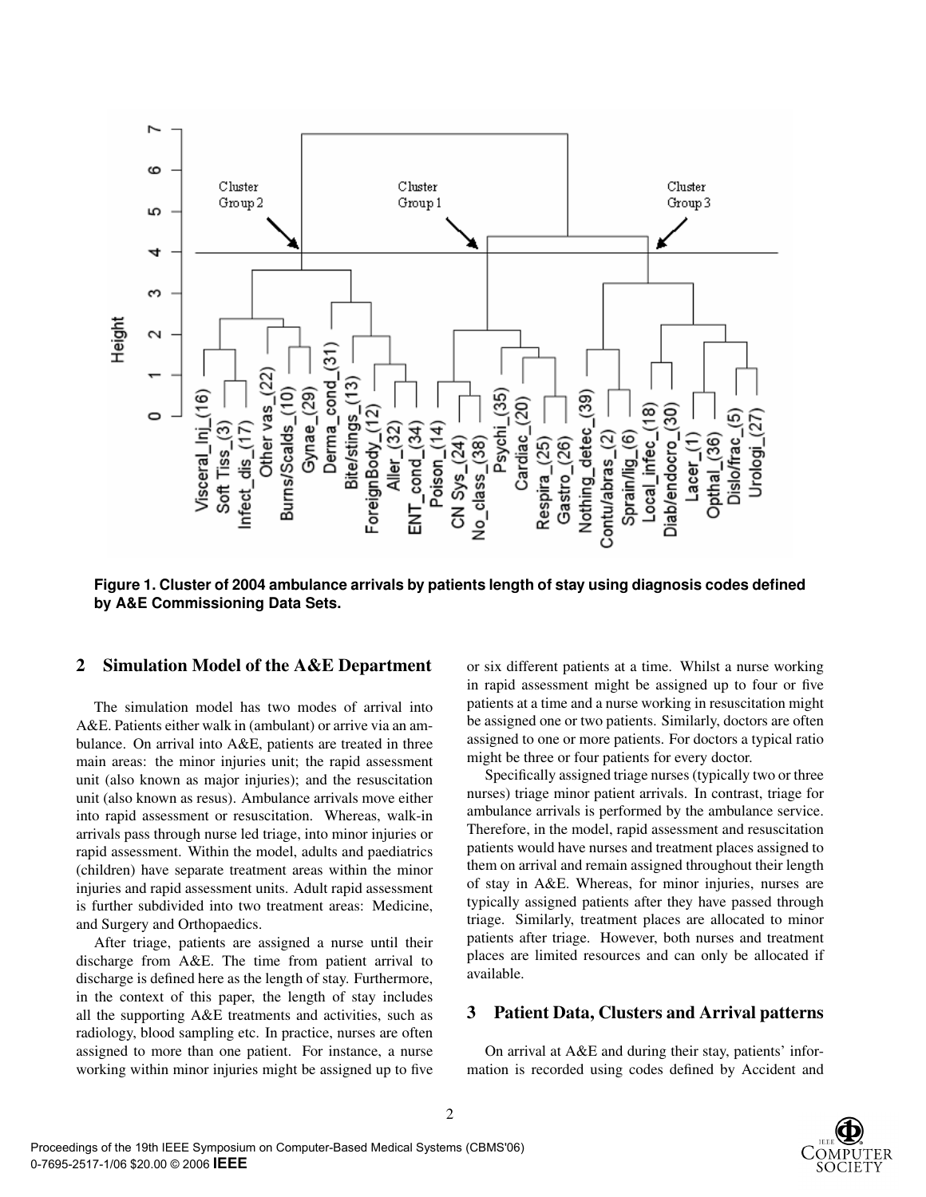Height

7
6
5
4
3
2
1
0

Cluster Group 2

Cluster Group 1

Cluster Group 3

Visceral_Inj_(16)
Soft Tiss_(3)
Infect_dis_(17)
Other vas_(22)
Burns/Scalds_(10)
Gynae_(29)
Derma_cond_(31)
Bite/stings_(13)
ForeignBody_(12)
Aller_(32)
ENT_cond_(34)
Poison_(14)
CN Sys_(24)
No_class_(38)
Psychi_(35)
Cardiac_(20)
Respira_(25)
Gastro_(26)
Nothing_detec_(39)
Contu/abras_(2)
Sprain/lig_(6)
Local_infec_(18)
Diab/endocro_(30)
Lacer_(1)
Opthal_(36)
Dislo/frac_(5)
Urologi_(27)

**Figure 1. Cluster of 2004 ambulance arrivals by patients length of stay using diagnosis codes defined by A&E Commissioning Data Sets.**

## 2 Simulation Model of the A&E Department

The simulation model has two modes of arrival into A&E. Patients either walk in (ambulant) or arrive via an ambulance. On arrival into A&E, patients are treated in three main areas: the minor injuries unit; the rapid assessment unit (also known as major injuries); and the resuscitation unit (also known as resus). Ambulance arrivals move either into rapid assessment or resuscitation. Whereas, walk-in arrivals pass through nurse led triage, into minor injuries or rapid assessment. Within the model, adults and paediatrics (children) have separate treatment areas within the minor injuries and rapid assessment units. Adult rapid assessment is further subdivided into two treatment areas: Medicine, and Surgery and Orthopaedics.

After triage, patients are assigned a nurse until their discharge from A&E. The time from patient arrival to discharge is defined here as the length of stay. Furthermore, in the context of this paper, the length of stay includes all the supporting A&E treatments and activities, such as radiology, blood sampling etc. In practice, nurses are often assigned to more than one patient. For instance, a nurse working within minor injuries might be assigned up to five or six different patients at a time. Whilst a nurse working in rapid assessment might be assigned up to four or five patients at a time and a nurse working in resuscitation might be assigned one or two patients. Similarly, doctors are often assigned to one or more patients. For doctors a typical ratio might be three or four patients for every doctor.

Specifically assigned triage nurses (typically two or three nurses) triage minor patient arrivals. In contrast, triage for ambulance arrivals is performed by the ambulance service. Therefore, in the model, rapid assessment and resuscitation patients would have nurses and treatment places assigned to them on arrival and remain assigned throughout their length of stay in A&E. Whereas, for minor injuries, nurses are typically assigned patients after they have passed through triage. Similarly, treatment places are allocated to minor patients after triage. However, both nurses and treatment places are limited resources and can only be allocated if available.

## 3 Patient Data, Clusters and Arrival patterns

On arrival at A&E and during their stay, patients' information is recorded using codes defined by Accident and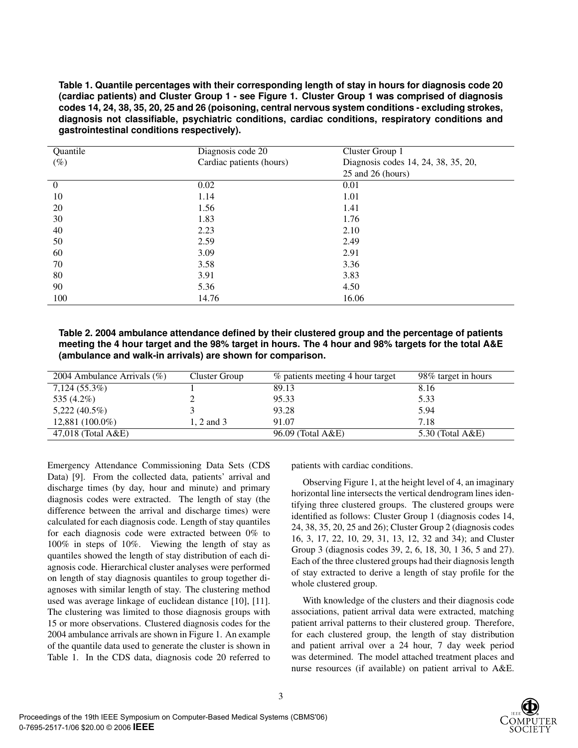**Table 1. Quantile percentages with their corresponding length of stay in hours for diagnosis code 20 (cardiac patients) and Cluster Group 1 - see Figure 1. Cluster Group 1 was comprised of diagnosis codes 14, 24, 38, 35, 20, 25 and 26 (poisoning, central nervous system conditions - excluding strokes, diagnosis not classifiable, psychiatric conditions, cardiac conditions, respiratory conditions and gastrointestinal conditions respectively).**

| Quantile (%) | Diagnosis code 20 Cardiac patients (hours) | Cluster Group 1 Diagnosis codes 14, 24, 38, 35, 20, 25 and 26 (hours) |
|---|---|---|
| 0 | 0.02 | 0.01 |
| 10 | 1.14 | 1.01 |
| 20 | 1.56 | 1.41 |
| 30 | 1.83 | 1.76 |
| 40 | 2.23 | 2.10 |
| 50 | 2.59 | 2.49 |
| 60 | 3.09 | 2.91 |
| 70 | 3.58 | 3.36 |
| 80 | 3.91 | 3.83 |
| 90 | 5.36 | 4.50 |
| 100 | 14.76 | 16.06 |

**Table 2. 2004 ambulance attendance defined by their clustered group and the percentage of patients meeting the 4 hour target and the 98% target in hours. The 4 hour and 98% targets for the total A&E (ambulance and walk-in arrivals) are shown for comparison.**

| 2004 Ambulance Arrivals (%) | Cluster Group | % patients meeting 4 hour target | 98% target in hours |
|---|---|---|---|
| 7,124 (55.3%) | 1 | 89.13 | 8.16 |
| 535 (4.2%) | 2 | 95.33 | 5.33 |
| 5,222 (40.5%) | 3 | 93.28 | 5.94 |
| 12,881 (100.0%) | 1, 2 and 3 | 91.07 | 7.18 |
| 47,018 (Total A&E) | | 96.09 (Total A&E) | 5.30 (Total A&E) |

Emergency Attendance Commissioning Data Sets (CDS Data) [9]. From the collected data, patients' arrival and discharge times (by day, hour and minute) and primary diagnosis codes were extracted. The length of stay (the difference between the arrival and discharge times) were calculated for each diagnosis code. Length of stay quantiles for each diagnosis code were extracted between 0% to 100% in steps of 10%. Viewing the length of stay as quantiles showed the length of stay distribution of each diagnosis code. Hierarchical cluster analyses were performed on length of stay diagnosis quantiles to group together diagnoses with similar length of stay. The clustering method used was average linkage of euclidean distance [10], [11]. The clustering was limited to those diagnosis groups with 15 or more observations. Clustered diagnosis codes for the 2004 ambulance arrivals are shown in Figure 1. An example of the quantile data used to generate the cluster is shown in Table 1. In the CDS data, diagnosis code 20 referred to patients with cardiac conditions.

Observing Figure 1, at the height level of 4, an imaginary horizontal line intersects the vertical dendrogram lines identifying three clustered groups. The clustered groups were identified as follows: Cluster Group 1 (diagnosis codes 14, 24, 38, 35, 20, 25 and 26); Cluster Group 2 (diagnosis codes 16, 3, 17, 22, 10, 29, 31, 13, 12, 32 and 34); and Cluster Group 3 (diagnosis codes 39, 2, 6, 18, 30, 1 36, 5 and 27). Each of the three clustered groups had their diagnosis length of stay extracted to derive a length of stay profile for the whole clustered group.

With knowledge of the clusters and their diagnosis code associations, patient arrival data were extracted, matching patient arrival patterns to their clustered group. Therefore, for each clustered group, the length of stay distribution and patient arrival over a 24 hour, 7 day week period was determined. The model attached treatment places and nurse resources (if available) on patient arrival to A&E.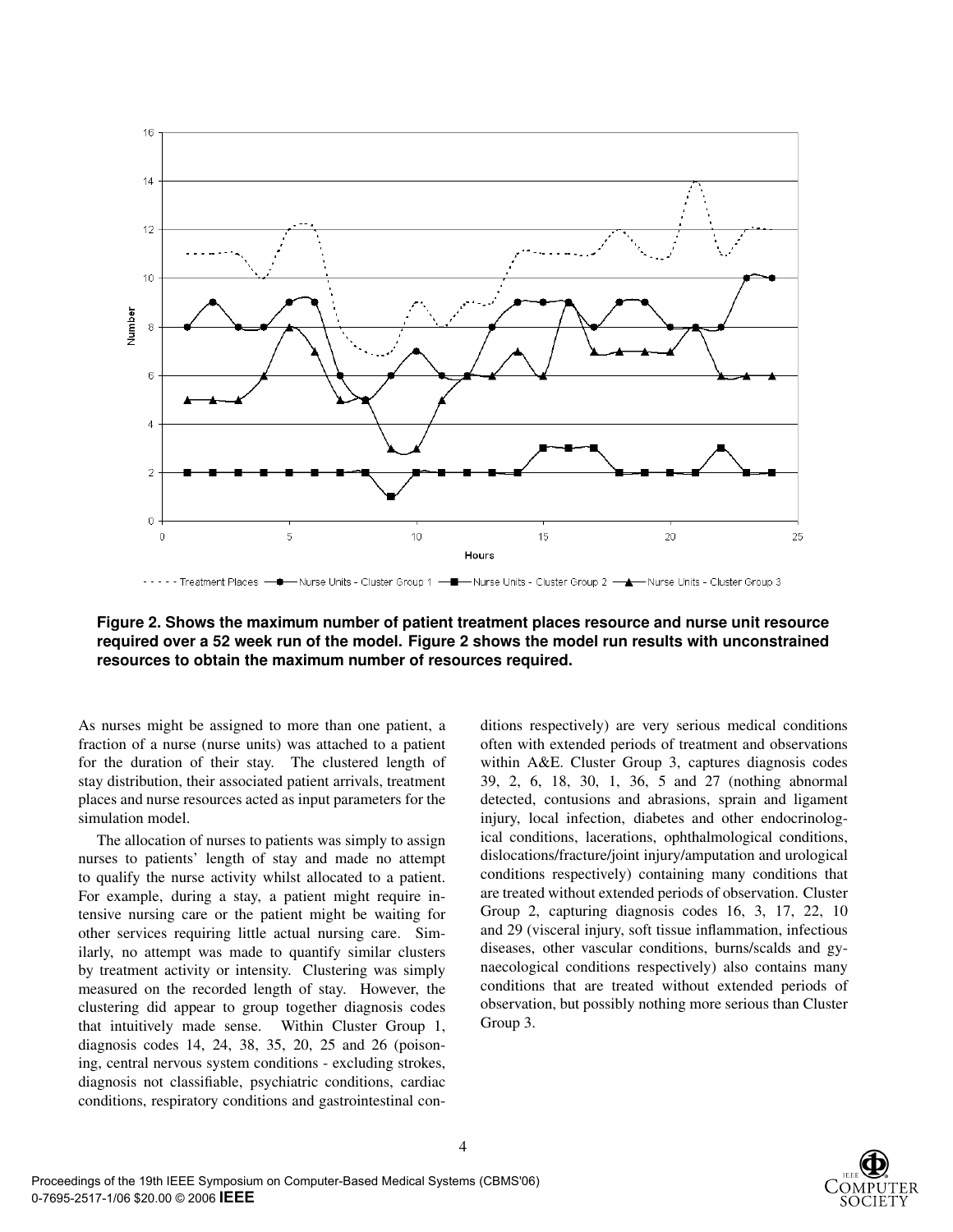**Figure 2. Shows the maximum number of patient treatment places resource and nurse unit resource required over a 52 week run of the model. Figure 2 shows the model run results with unconstrained resources to obtain the maximum number of resources required.**

As nurses might be assigned to more than one patient, a fraction of a nurse (nurse units) was attached to a patient for the duration of their stay. The clustered length of stay distribution, their associated patient arrivals, treatment places and nurse resources acted as input parameters for the simulation model.

The allocation of nurses to patients was simply to assign nurses to patients' length of stay and made no attempt to qualify the nurse activity whilst allocated to a patient. For example, during a stay, a patient might require intensive nursing care or the patient might be waiting for other services requiring little actual nursing care. Similarly, no attempt was made to quantify similar clusters by treatment activity or intensity. Clustering was simply measured on the recorded length of stay. However, the clustering did appear to group together diagnosis codes that intuitively made sense. Within Cluster Group 1, diagnosis codes 14, 24, 38, 35, 20, 25 and 26 (poisoning, central nervous system conditions - excluding strokes, diagnosis not classifiable, psychiatric conditions, cardiac conditions, respiratory conditions and gastrointestinal conditions respectively) are very serious medical conditions often with extended periods of treatment and observations within A&E. Cluster Group 3, captures diagnosis codes 39, 2, 6, 18, 30, 1, 36, 5 and 27 (nothing abnormal detected, contusions and abrasions, sprain and ligament injury, local infection, diabetes and other endocrinological conditions, lacerations, ophthalmological conditions, dislocations/fracture/joint injury/amputation and urological conditions respectively) containing many conditions that are treated without extended periods of observation. Cluster Group 2, capturing diagnosis codes 16, 3, 17, 22, 10 and 29 (visceral injury, soft tissue inflammation, infectious diseases, other vascular conditions, burns/scalds and gynaecological conditions respectively) also contains many conditions that are treated without extended periods of observation, but possibly nothing more serious than Cluster Group 3.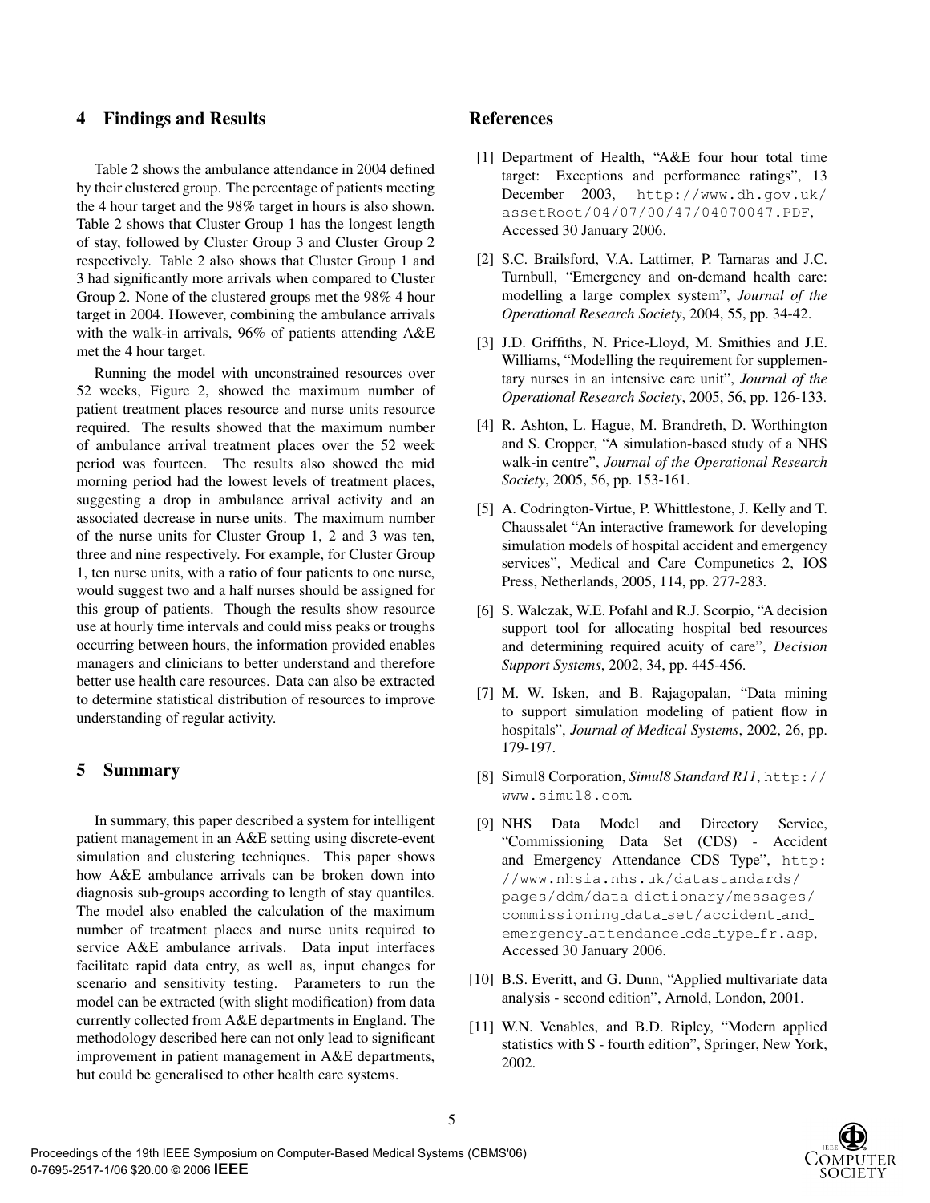## 4 Findings and Results

Table 2 shows the ambulance attendance in 2004 defined by their clustered group. The percentage of patients meeting the 4 hour target and the 98% target in hours is also shown. Table 2 shows that Cluster Group 1 has the longest length of stay, followed by Cluster Group 3 and Cluster Group 2 respectively. Table 2 also shows that Cluster Group 1 and 3 had significantly more arrivals when compared to Cluster Group 2. None of the clustered groups met the 98% 4 hour target in 2004. However, combining the ambulance arrivals with the walk-in arrivals, 96% of patients attending A&E met the 4 hour target.

Running the model with unconstrained resources over 52 weeks, Figure 2, showed the maximum number of patient treatment places resource and nurse units resource required. The results showed that the maximum number of ambulance arrival treatment places over the 52 week period was fourteen. The results also showed the mid morning period had the lowest levels of treatment places, suggesting a drop in ambulance arrival activity and an associated decrease in nurse units. The maximum number of the nurse units for Cluster Group 1, 2 and 3 was ten, three and nine respectively. For example, for Cluster Group 1, ten nurse units, with a ratio of four patients to one nurse, would suggest two and a half nurses should be assigned for this group of patients. Though the results show resource use at hourly time intervals and could miss peaks or troughs occurring between hours, the information provided enables managers and clinicians to better understand and therefore better use health care resources. Data can also be extracted to determine statistical distribution of resources to improve understanding of regular activity.

## 5 Summary

In summary, this paper described a system for intelligent patient management in an A&E setting using discrete-event simulation and clustering techniques. This paper shows how A&E ambulance arrivals can be broken down into diagnosis sub-groups according to length of stay quantiles. The model also enabled the calculation of the maximum number of treatment places and nurse units required to service A&E ambulance arrivals. Data input interfaces facilitate rapid data entry, as well as, input changes for scenario and sensitivity testing. Parameters to run the model can be extracted (with slight modification) from data currently collected from A&E departments in England. The methodology described here can not only lead to significant improvement in patient management in A&E departments, but could be generalised to other health care systems.

## References

[1] Department of Health, "A&E four hour total time target: Exceptions and performance ratings", 13 December 2003, http://www.dh.gov.uk/assetRoot/04/07/00/47/04070047.PDF, Accessed 30 January 2006.

[2] S.C. Brailsford, V.A. Lattimer, P. Tarnaras and J.C. Turnbull, "Emergency and on-demand health care: modelling a large complex system", *Journal of the Operational Research Society*, 2004, 55, pp. 34-42.

[3] J.D. Griffiths, N. Price-Lloyd, M. Smithies and J.E. Williams, "Modelling the requirement for supplementary nurses in an intensive care unit", *Journal of the Operational Research Society*, 2005, 56, pp. 126-133.

[4] R. Ashton, L. Hague, M. Brandreth, D. Worthington and S. Cropper, "A simulation-based study of a NHS walk-in centre", *Journal of the Operational Research Society*, 2005, 56, pp. 153-161.

[5] A. Codrington-Virtue, P. Whittlestone, J. Kelly and T. Chaussalet "An interactive framework for developing simulation models of hospital accident and emergency services", Medical and Care Compunetics 2, IOS Press, Netherlands, 2005, 114, pp. 277-283.

[6] S. Walczak, W.E. Pofahl and R.J. Scorpio, "A decision support tool for allocating hospital bed resources and determining required acuity of care", *Decision Support Systems*, 2002, 34, pp. 445-456.

[7] M. W. Isken, and B. Rajagopalan, "Data mining to support simulation modeling of patient flow in hospitals", *Journal of Medical Systems*, 2002, 26, pp. 179-197.

[8] Simul8 Corporation, *Simul8 Standard R11*, http://www.simul8.com.

[9] NHS Data Model and Directory Service, "Commissioning Data Set (CDS) - Accident and Emergency Attendance CDS Type", http://www.nhsia.nhs.uk/datastandards/pages/ddm/data_dictionary/messages/commissioning_data_set/accident_and_emergency_attendance_cds_type_fr.asp, Accessed 30 January 2006.

[10] B.S. Everitt, and G. Dunn, "Applied multivariate data analysis - second edition", Arnold, London, 2001.

[11] W.N. Venables, and B.D. Ripley, "Modern applied statistics with S - fourth edition", Springer, New York, 2002.